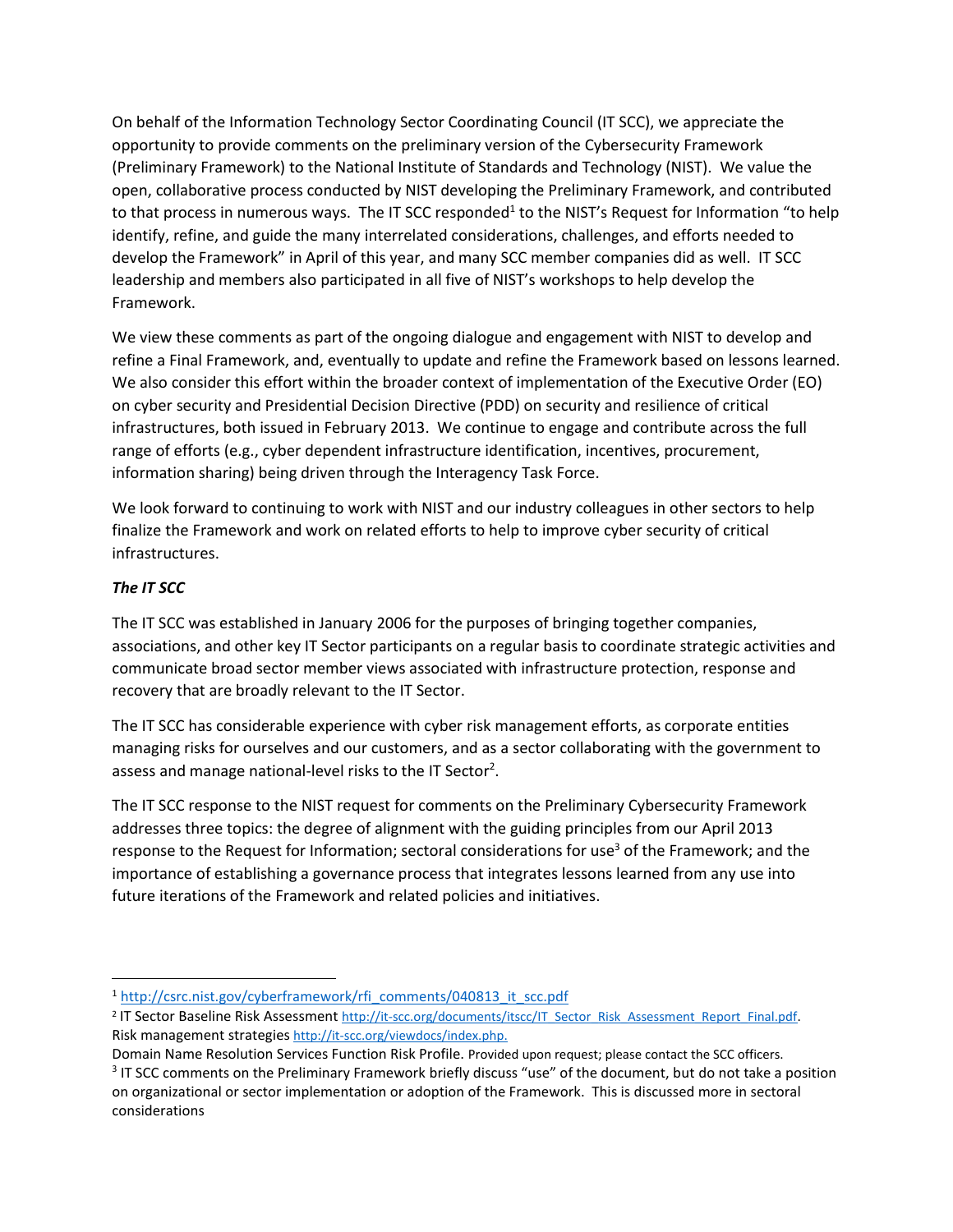On behalf of the Information Technology Sector Coordinating Council (IT SCC), we appreciate the opportunity to provide comments on the preliminary version of the Cybersecurity Framework (Preliminary Framework) to the National Institute of Standards and Technology (NIST). We value the open, collaborative process conducted by NIST developing the Preliminary Framework, and contributed to that process in numerous ways. The IT SCC responded[1] to the NIST's Request for Information "to help identify, refine, and guide the many interrelated considerations, challenges, and efforts needed to develop the Framework" in April of this year, and many SCC member companies did as well. IT SCC leadership and members also participated in all five of NIST's workshops to help develop the Framework.

We view these comments as part of the ongoing dialogue and engagement with NIST to develop and refine a Final Framework, and, eventually to update and refine the Framework based on lessons learned. We also consider this effort within the broader context of implementation of the Executive Order (EO) on cyber security and Presidential Decision Directive (PDD) on security and resilience of critical infrastructures, both issued in February 2013. We continue to engage and contribute across the full range of efforts (e.g., cyber dependent infrastructure identification, incentives, procurement, information sharing) being driven through the Interagency Task Force.

We look forward to continuing to work with NIST and our industry colleagues in other sectors to help finalize the Framework and work on related efforts to help to improve cyber security of critical infrastructures.

***The IT SCC***

The IT SCC was established in January 2006 for the purposes of bringing together companies, associations, and other key IT Sector participants on a regular basis to coordinate strategic activities and communicate broad sector member views associated with infrastructure protection, response and recovery that are broadly relevant to the IT Sector.

The IT SCC has considerable experience with cyber risk management efforts, as corporate entities managing risks for ourselves and our customers, and as a sector collaborating with the government to assess and manage national-level risks to the IT Sector[2].

The IT SCC response to the NIST request for comments on the Preliminary Cybersecurity Framework addresses three topics: the degree of alignment with the guiding principles from our April 2013 response to the Request for Information; sectoral considerations for use[3] of the Framework; and the importance of establishing a governance process that integrates lessons learned from any use into future iterations of the Framework and related policies and initiatives.

---

[1] http://csrc.nist.gov/cyberframework/rfi_comments/040813_it_scc.pdf

[2] IT Sector Baseline Risk Assessment http://it-scc.org/documents/itscc/IT_Sector_Risk_Assessment_Report_Final.pdf. Risk management strategies http://it-scc.org/viewdocs/index.php.
Domain Name Resolution Services Function Risk Profile. Provided upon request; please contact the SCC officers.

[3] IT SCC comments on the Preliminary Framework briefly discuss "use" of the document, but do not take a position on organizational or sector implementation or adoption of the Framework. This is discussed more in sectoral considerations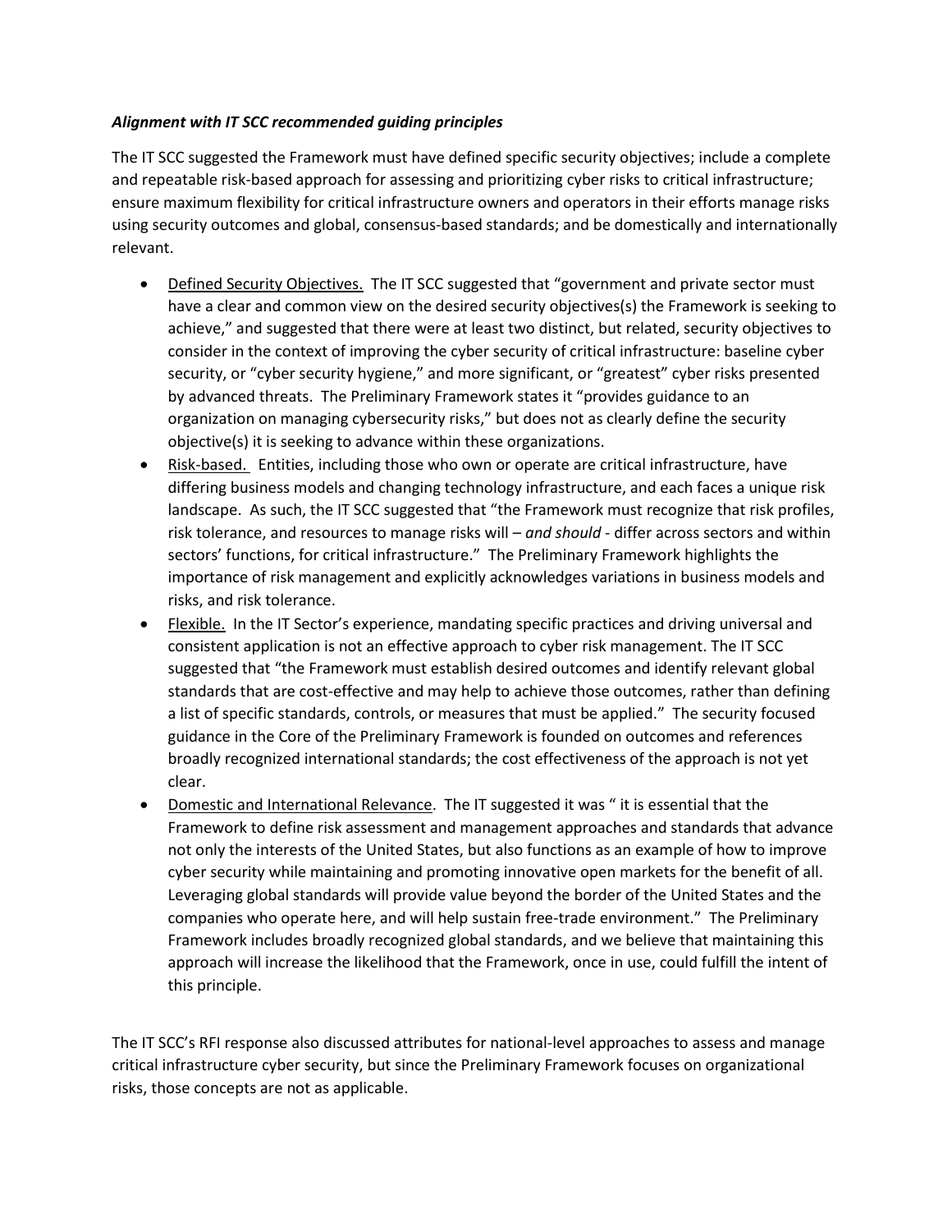***Alignment with IT SCC recommended guiding principles***

The IT SCC suggested the Framework must have defined specific security objectives; include a complete and repeatable risk-based approach for assessing and prioritizing cyber risks to critical infrastructure; ensure maximum flexibility for critical infrastructure owners and operators in their efforts manage risks using security outcomes and global, consensus-based standards; and be domestically and internationally relevant.

- <u>Defined Security Objectives.</u> The IT SCC suggested that "government and private sector must have a clear and common view on the desired security objectives(s) the Framework is seeking to achieve," and suggested that there were at least two distinct, but related, security objectives to consider in the context of improving the cyber security of critical infrastructure: baseline cyber security, or "cyber security hygiene," and more significant, or "greatest" cyber risks presented by advanced threats. The Preliminary Framework states it "provides guidance to an organization on managing cybersecurity risks," but does not as clearly define the security objective(s) it is seeking to advance within these organizations.
- <u>Risk-based.</u> Entities, including those who own or operate are critical infrastructure, have differing business models and changing technology infrastructure, and each faces a unique risk landscape. As such, the IT SCC suggested that "the Framework must recognize that risk profiles, risk tolerance, and resources to manage risks will – *and should* - differ across sectors and within sectors' functions, for critical infrastructure." The Preliminary Framework highlights the importance of risk management and explicitly acknowledges variations in business models and risks, and risk tolerance.
- <u>Flexible.</u> In the IT Sector's experience, mandating specific practices and driving universal and consistent application is not an effective approach to cyber risk management. The IT SCC suggested that "the Framework must establish desired outcomes and identify relevant global standards that are cost-effective and may help to achieve those outcomes, rather than defining a list of specific standards, controls, or measures that must be applied." The security focused guidance in the Core of the Preliminary Framework is founded on outcomes and references broadly recognized international standards; the cost effectiveness of the approach is not yet clear.
- <u>Domestic and International Relevance</u>. The IT suggested it was " it is essential that the Framework to define risk assessment and management approaches and standards that advance not only the interests of the United States, but also functions as an example of how to improve cyber security while maintaining and promoting innovative open markets for the benefit of all. Leveraging global standards will provide value beyond the border of the United States and the companies who operate here, and will help sustain free-trade environment." The Preliminary Framework includes broadly recognized global standards, and we believe that maintaining this approach will increase the likelihood that the Framework, once in use, could fulfill the intent of this principle.

The IT SCC's RFI response also discussed attributes for national-level approaches to assess and manage critical infrastructure cyber security, but since the Preliminary Framework focuses on organizational risks, those concepts are not as applicable.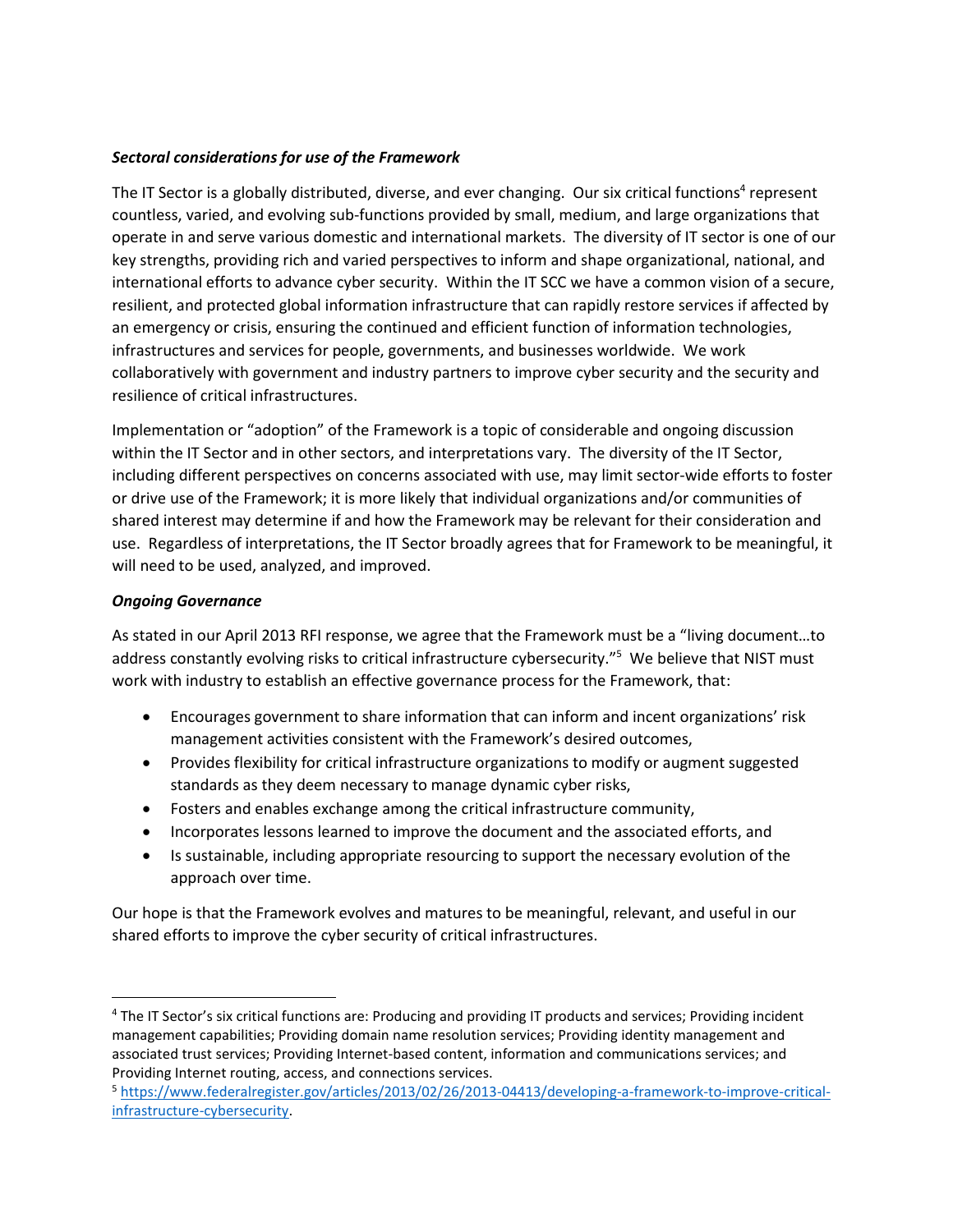***Sectoral considerations for use of the Framework***

The IT Sector is a globally distributed, diverse, and ever changing. Our six critical functions[4] represent countless, varied, and evolving sub-functions provided by small, medium, and large organizations that operate in and serve various domestic and international markets. The diversity of IT sector is one of our key strengths, providing rich and varied perspectives to inform and shape organizational, national, and international efforts to advance cyber security. Within the IT SCC we have a common vision of a secure, resilient, and protected global information infrastructure that can rapidly restore services if affected by an emergency or crisis, ensuring the continued and efficient function of information technologies, infrastructures and services for people, governments, and businesses worldwide. We work collaboratively with government and industry partners to improve cyber security and the security and resilience of critical infrastructures.

Implementation or "adoption" of the Framework is a topic of considerable and ongoing discussion within the IT Sector and in other sectors, and interpretations vary. The diversity of the IT Sector, including different perspectives on concerns associated with use, may limit sector-wide efforts to foster or drive use of the Framework; it is more likely that individual organizations and/or communities of shared interest may determine if and how the Framework may be relevant for their consideration and use. Regardless of interpretations, the IT Sector broadly agrees that for Framework to be meaningful, it will need to be used, analyzed, and improved.

***Ongoing Governance***

As stated in our April 2013 RFI response, we agree that the Framework must be a "living document…to address constantly evolving risks to critical infrastructure cybersecurity."[5] We believe that NIST must work with industry to establish an effective governance process for the Framework, that:

- Encourages government to share information that can inform and incent organizations' risk management activities consistent with the Framework's desired outcomes,
- Provides flexibility for critical infrastructure organizations to modify or augment suggested standards as they deem necessary to manage dynamic cyber risks,
- Fosters and enables exchange among the critical infrastructure community,
- Incorporates lessons learned to improve the document and the associated efforts, and
- Is sustainable, including appropriate resourcing to support the necessary evolution of the approach over time.

Our hope is that the Framework evolves and matures to be meaningful, relevant, and useful in our shared efforts to improve the cyber security of critical infrastructures.

---

[4] The IT Sector's six critical functions are: Producing and providing IT products and services; Providing incident management capabilities; Providing domain name resolution services; Providing identity management and associated trust services; Providing Internet-based content, information and communications services; and Providing Internet routing, access, and connections services.

[5] https://www.federalregister.gov/articles/2013/02/26/2013-04413/developing-a-framework-to-improve-critical-infrastructure-cybersecurity.